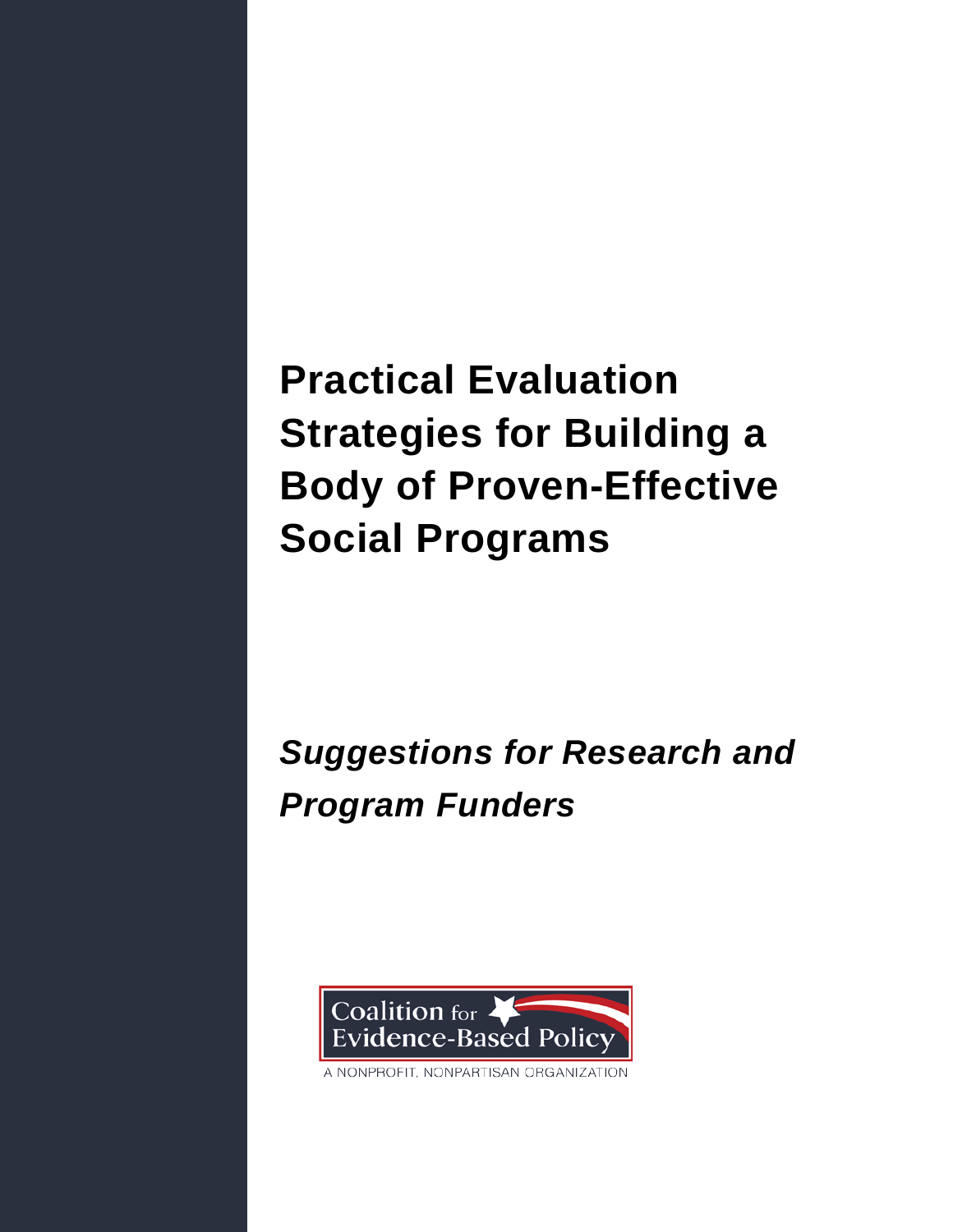# Practical Evaluation Strategies for Building a Body of Proven-Effective Social Programs

## *Suggestions for Research and Program Funders*

Coalition for Evidence-Based Policy

A NONPROFIT, NONPARTISAN ORGANIZATION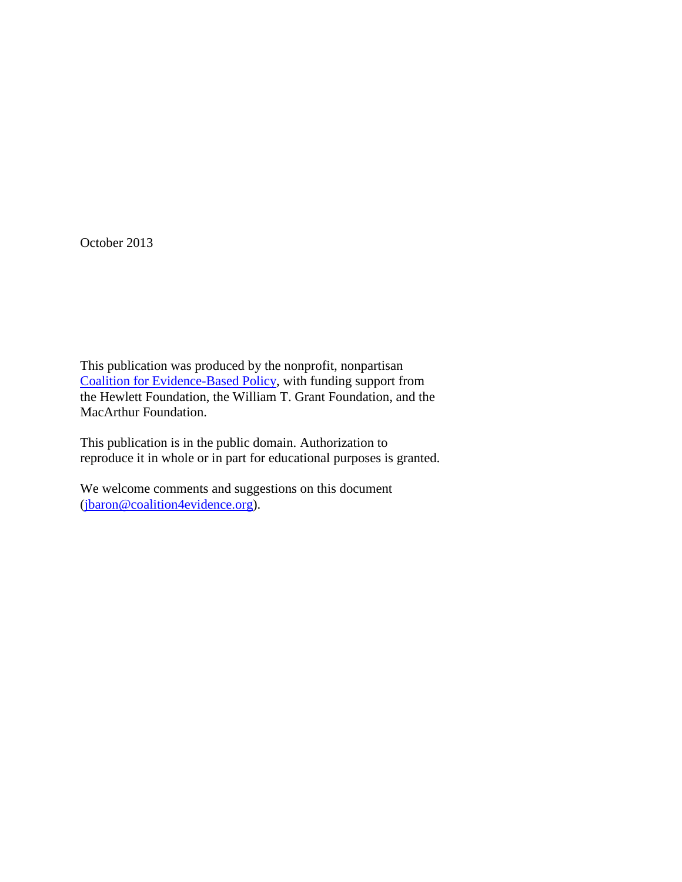October 2013

This publication was produced by the nonprofit, nonpartisan [Coalition for Evidence-Based Policy](), with funding support from the Hewlett Foundation, the William T. Grant Foundation, and the MacArthur Foundation.

This publication is in the public domain. Authorization to reproduce it in whole or in part for educational purposes is granted.

We welcome comments and suggestions on this document (jbaron@coalition4evidence.org).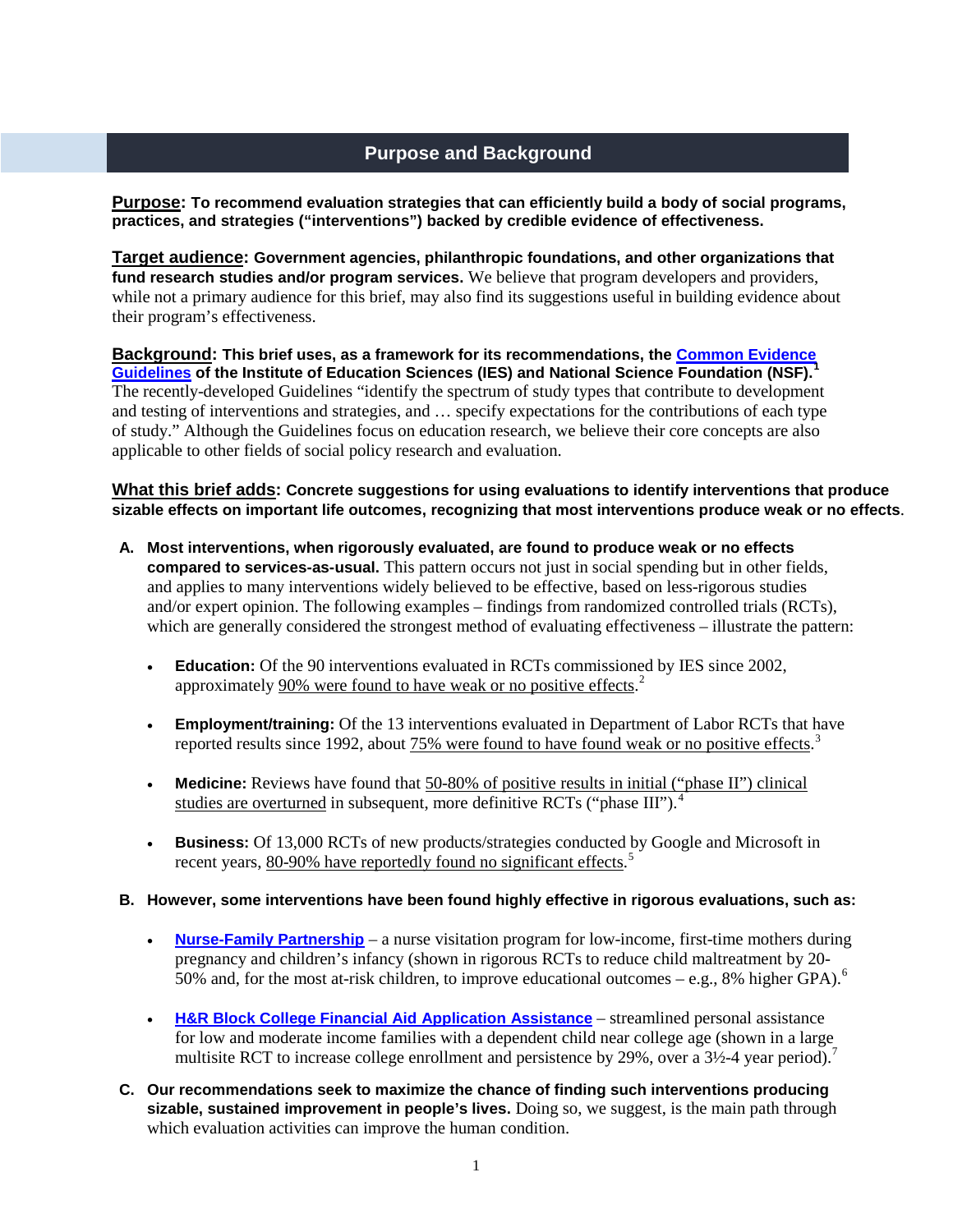## Purpose and Background

**<u>Purpose</u>: To recommend evaluation strategies that can efficiently build a body of social programs, practices, and strategies ("interventions") backed by credible evidence of effectiveness.**

**<u>Target audience</u>: Government agencies, philanthropic foundations, and other organizations that fund research studies and/or program services.** We believe that program developers and providers, while not a primary audience for this brief, may also find its suggestions useful in building evidence about their program's effectiveness.

**<u>Background</u>: This brief uses, as a framework for its recommendations, the Common Evidence Guidelines of the Institute of Education Sciences (IES) and National Science Foundation (NSF).[1]** The recently-developed Guidelines "identify the spectrum of study types that contribute to development and testing of interventions and strategies, and … specify expectations for the contributions of each type of study." Although the Guidelines focus on education research, we believe their core concepts are also applicable to other fields of social policy research and evaluation.

**<u>What this brief adds</u>: Concrete suggestions for using evaluations to identify interventions that produce sizable effects on important life outcomes, recognizing that most interventions produce weak or no effects**.

A. **Most interventions, when rigorously evaluated, are found to produce weak or no effects compared to services-as-usual.** This pattern occurs not just in social spending but in other fields, and applies to many interventions widely believed to be effective, based on less-rigorous studies and/or expert opinion. The following examples – findings from randomized controlled trials (RCTs), which are generally considered the strongest method of evaluating effectiveness – illustrate the pattern:

   - **Education:** Of the 90 interventions evaluated in RCTs commissioned by IES since 2002, approximately <u>90% were found to have weak or no positive effects</u>.[2]

   - **Employment/training:** Of the 13 interventions evaluated in Department of Labor RCTs that have reported results since 1992, about <u>75% were found to have found weak or no positive effects</u>.[3]

   - **Medicine:** Reviews have found that <u>50-80% of positive results in initial ("phase II") clinical studies are overturned</u> in subsequent, more definitive RCTs ("phase III").[4]

   - **Business:** Of 13,000 RCTs of new products/strategies conducted by Google and Microsoft in recent years, <u>80-90% have reportedly found no significant effects</u>.[5]

B. **However, some interventions have been found highly effective in rigorous evaluations, such as:**

   - **Nurse-Family Partnership** – a nurse visitation program for low-income, first-time mothers during pregnancy and children's infancy (shown in rigorous RCTs to reduce child maltreatment by 20-50% and, for the most at-risk children, to improve educational outcomes – e.g., 8% higher GPA).[6]

   - **H&R Block College Financial Aid Application Assistance** – streamlined personal assistance for low and moderate income families with a dependent child near college age (shown in a large multisite RCT to increase college enrollment and persistence by 29%, over a 3½-4 year period).[7]

C. **Our recommendations seek to maximize the chance of finding such interventions producing sizable, sustained improvement in people's lives.** Doing so, we suggest, is the main path through which evaluation activities can improve the human condition.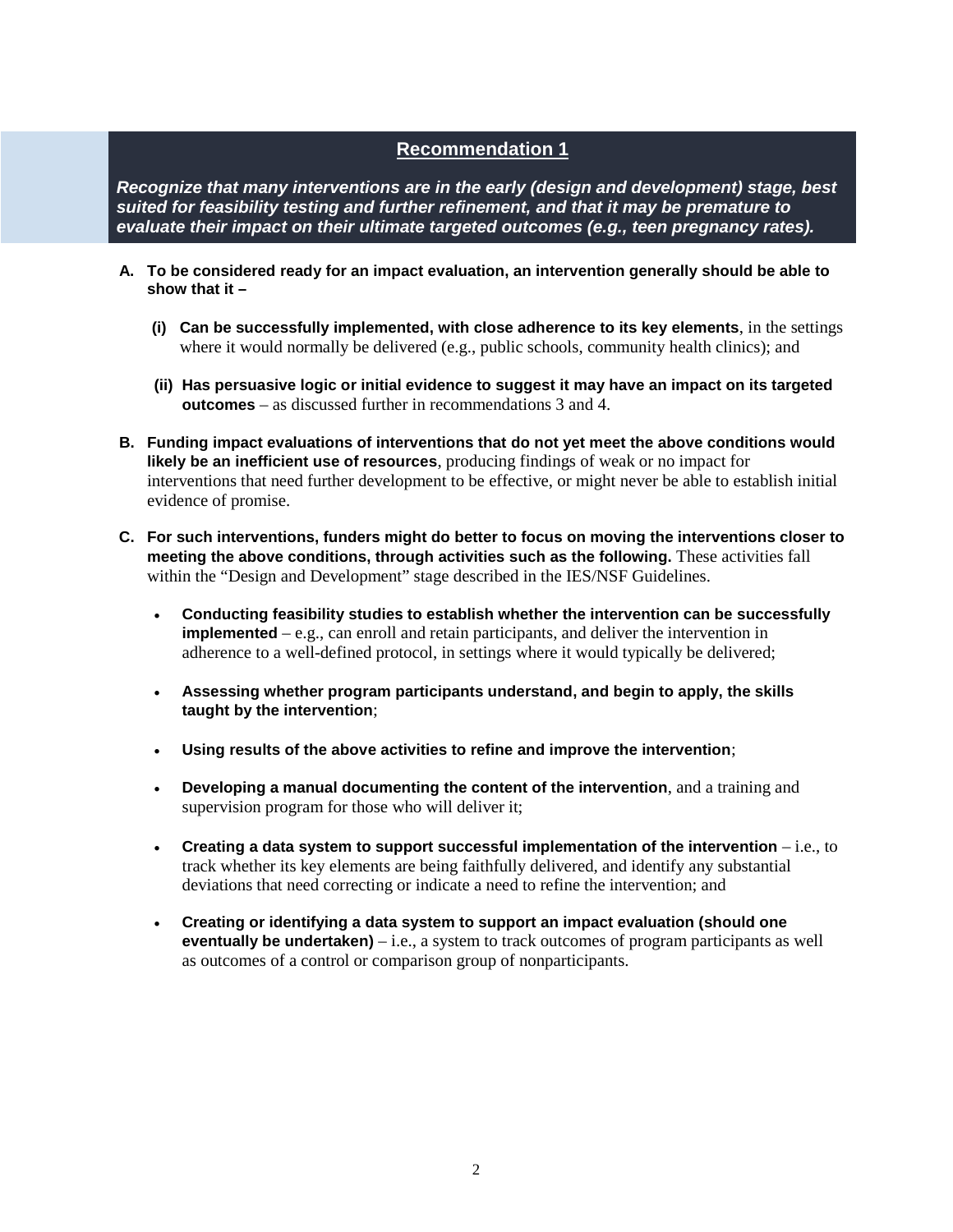## Recommendation 1

***Recognize that many interventions are in the early (design and development) stage, best suited for feasibility testing and further refinement, and that it may be premature to evaluate their impact on their ultimate targeted outcomes (e.g., teen pregnancy rates).***

**A. To be considered ready for an impact evaluation, an intervention generally should be able to show that it –**

   **(i) Can be successfully implemented, with close adherence to its key elements**, in the settings where it would normally be delivered (e.g., public schools, community health clinics); and

   **(ii) Has persuasive logic or initial evidence to suggest it may have an impact on its targeted outcomes** – as discussed further in recommendations 3 and 4.

**B. Funding impact evaluations of interventions that do not yet meet the above conditions would likely be an inefficient use of resources**, producing findings of weak or no impact for interventions that need further development to be effective, or might never be able to establish initial evidence of promise.

**C. For such interventions, funders might do better to focus on moving the interventions closer to meeting the above conditions, through activities such as the following.** These activities fall within the "Design and Development" stage described in the IES/NSF Guidelines.

- **Conducting feasibility studies to establish whether the intervention can be successfully implemented** – e.g., can enroll and retain participants, and deliver the intervention in adherence to a well-defined protocol, in settings where it would typically be delivered;

- **Assessing whether program participants understand, and begin to apply, the skills taught by the intervention**;

- **Using results of the above activities to refine and improve the intervention**;

- **Developing a manual documenting the content of the intervention**, and a training and supervision program for those who will deliver it;

- **Creating a data system to support successful implementation of the intervention** – i.e., to track whether its key elements are being faithfully delivered, and identify any substantial deviations that need correcting or indicate a need to refine the intervention; and

- **Creating or identifying a data system to support an impact evaluation (should one eventually be undertaken)** – i.e., a system to track outcomes of program participants as well as outcomes of a control or comparison group of nonparticipants.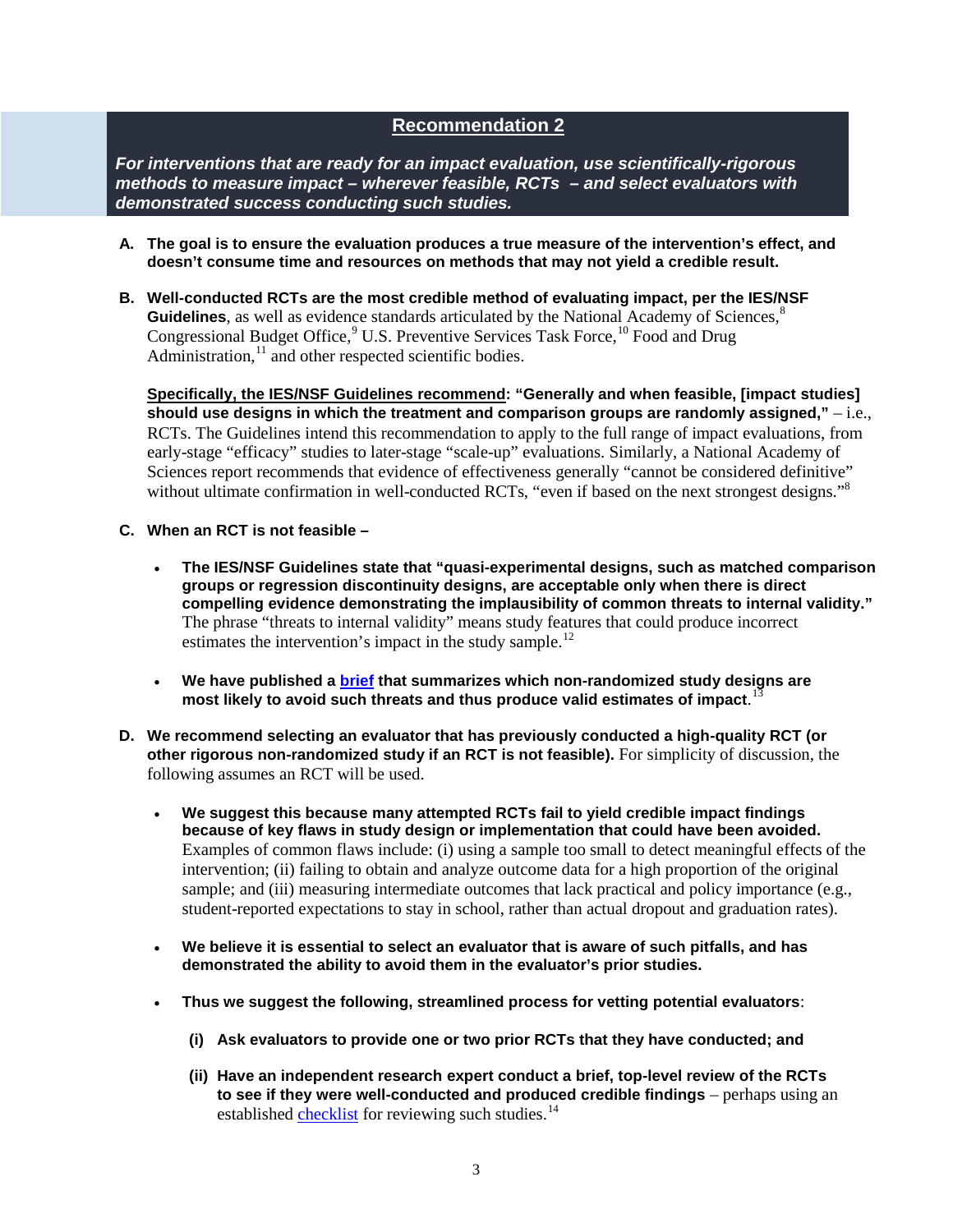## Recommendation 2

***For interventions that are ready for an impact evaluation, use scientifically-rigorous methods to measure impact – wherever feasible, RCTs – and select evaluators with demonstrated success conducting such studies.***

**A. The goal is to ensure the evaluation produces a true measure of the intervention's effect, and doesn't consume time and resources on methods that may not yield a credible result.**

**B. Well-conducted RCTs are the most credible method of evaluating impact, per the IES/NSF Guidelines**, as well as evidence standards articulated by the National Academy of Sciences,[8] Congressional Budget Office,[9] U.S. Preventive Services Task Force,[10] Food and Drug Administration,[11] and other respected scientific bodies.

**Specifically, the IES/NSF Guidelines recommend: "Generally and when feasible, [impact studies] should use designs in which the treatment and comparison groups are randomly assigned,"** – i.e., RCTs. The Guidelines intend this recommendation to apply to the full range of impact evaluations, from early-stage "efficacy" studies to later-stage "scale-up" evaluations. Similarly, a National Academy of Sciences report recommends that evidence of effectiveness generally "cannot be considered definitive" without ultimate confirmation in well-conducted RCTs, "even if based on the next strongest designs."[8]

**C. When an RCT is not feasible –**

- **The IES/NSF Guidelines state that "quasi-experimental designs, such as matched comparison groups or regression discontinuity designs, are acceptable only when there is direct compelling evidence demonstrating the implausibility of common threats to internal validity."** The phrase "threats to internal validity" means study features that could produce incorrect estimates the intervention's impact in the study sample.[12]

- **We have published a brief that summarizes which non-randomized study designs are most likely to avoid such threats and thus produce valid estimates of impact**.[13]

**D. We recommend selecting an evaluator that has previously conducted a high-quality RCT (or other rigorous non-randomized study if an RCT is not feasible).** For simplicity of discussion, the following assumes an RCT will be used.

- **We suggest this because many attempted RCTs fail to yield credible impact findings because of key flaws in study design or implementation that could have been avoided.** Examples of common flaws include: (i) using a sample too small to detect meaningful effects of the intervention; (ii) failing to obtain and analyze outcome data for a high proportion of the original sample; and (iii) measuring intermediate outcomes that lack practical and policy importance (e.g., student-reported expectations to stay in school, rather than actual dropout and graduation rates).

- **We believe it is essential to select an evaluator that is aware of such pitfalls, and has demonstrated the ability to avoid them in the evaluator's prior studies.**

- **Thus we suggest the following, streamlined process for vetting potential evaluators**:

  **(i) Ask evaluators to provide one or two prior RCTs that they have conducted; and**

  **(ii) Have an independent research expert conduct a brief, top-level review of the RCTs to see if they were well-conducted and produced credible findings** – perhaps using an established checklist for reviewing such studies.[14]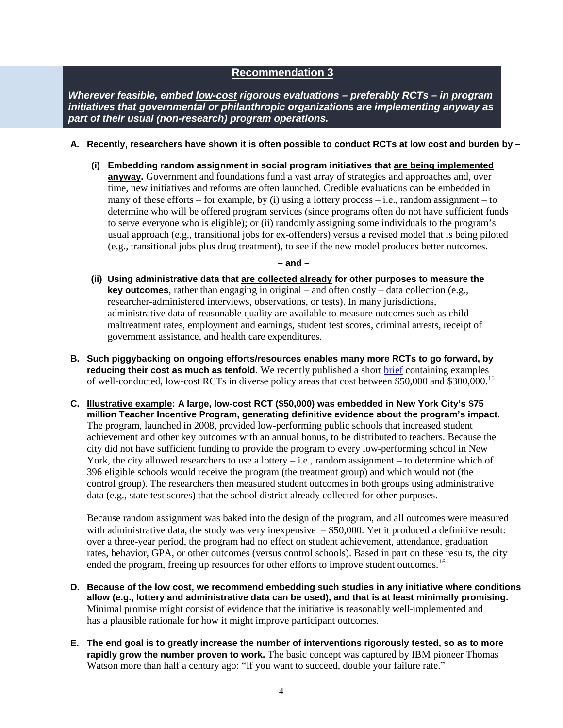## Recommendation 3

***Wherever feasible, embed low-cost rigorous evaluations – preferably RCTs – in program initiatives that governmental or philanthropic organizations are implementing anyway as part of their usual (non-research) program operations.***

**A. Recently, researchers have shown it is often possible to conduct RCTs at low cost and burden by –**

**(i) Embedding random assignment in social program initiatives that are being implemented anyway.** Government and foundations fund a vast array of strategies and approaches and, over time, new initiatives and reforms are often launched. Credible evaluations can be embedded in many of these efforts – for example, by (i) using a lottery process – i.e., random assignment – to determine who will be offered program services (since programs often do not have sufficient funds to serve everyone who is eligible); or (ii) randomly assigning some individuals to the program's usual approach (e.g., transitional jobs for ex-offenders) versus a revised model that is being piloted (e.g., transitional jobs plus drug treatment), to see if the new model produces better outcomes.

**– and –**

**(ii) Using administrative data that are collected already for other purposes to measure the key outcomes**, rather than engaging in original – and often costly – data collection (e.g., researcher-administered interviews, observations, or tests). In many jurisdictions, administrative data of reasonable quality are available to measure outcomes such as child maltreatment rates, employment and earnings, student test scores, criminal arrests, receipt of government assistance, and health care expenditures.

**B. Such piggybacking on ongoing efforts/resources enables many more RCTs to go forward, by reducing their cost as much as tenfold.** We recently published a short brief containing examples of well-conducted, low-cost RCTs in diverse policy areas that cost between $50,000 and $300,000.[15]

**C. Illustrative example: A large, low-cost RCT ($50,000) was embedded in New York City's $75 million Teacher Incentive Program, generating definitive evidence about the program's impact.** The program, launched in 2008, provided low-performing public schools that increased student achievement and other key outcomes with an annual bonus, to be distributed to teachers. Because the city did not have sufficient funding to provide the program to every low-performing school in New York, the city allowed researchers to use a lottery – i.e., random assignment – to determine which of 396 eligible schools would receive the program (the treatment group) and which would not (the control group). The researchers then measured student outcomes in both groups using administrative data (e.g., state test scores) that the school district already collected for other purposes.

Because random assignment was baked into the design of the program, and all outcomes were measured with administrative data, the study was very inexpensive – $50,000. Yet it produced a definitive result: over a three-year period, the program had no effect on student achievement, attendance, graduation rates, behavior, GPA, or other outcomes (versus control schools). Based in part on these results, the city ended the program, freeing up resources for other efforts to improve student outcomes.[16]

**D. Because of the low cost, we recommend embedding such studies in any initiative where conditions allow (e.g., lottery and administrative data can be used), and that is at least minimally promising.** Minimal promise might consist of evidence that the initiative is reasonably well-implemented and has a plausible rationale for how it might improve participant outcomes.

**E. The end goal is to greatly increase the number of interventions rigorously tested, so as to more rapidly grow the number proven to work.** The basic concept was captured by IBM pioneer Thomas Watson more than half a century ago: "If you want to succeed, double your failure rate."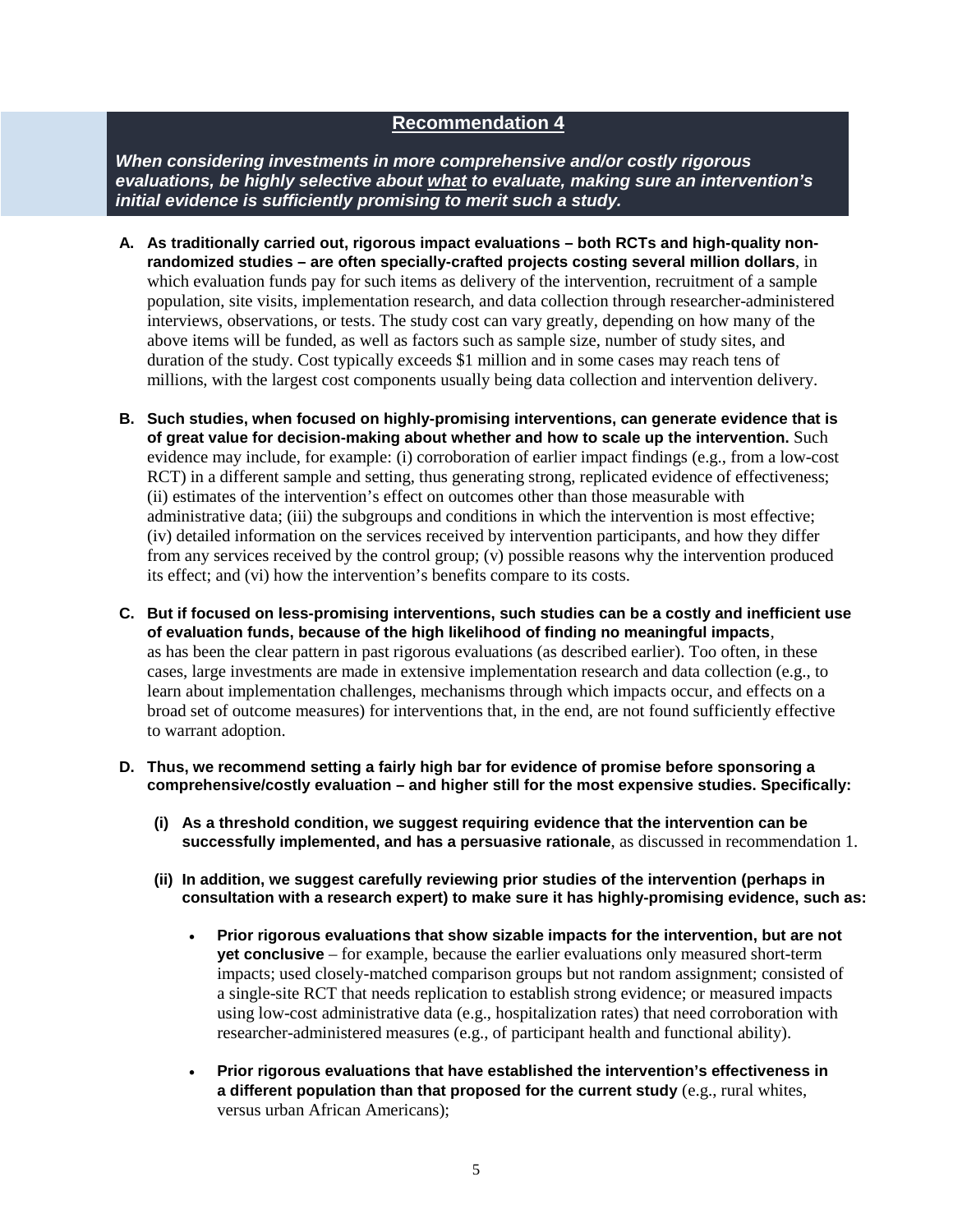## Recommendation 4

***When considering investments in more comprehensive and/or costly rigorous evaluations, be highly selective about <u>what</u> to evaluate, making sure an intervention's initial evidence is sufficiently promising to merit such a study.***

**A. As traditionally carried out, rigorous impact evaluations – both RCTs and high-quality non-randomized studies – are often specially-crafted projects costing several million dollars**, in which evaluation funds pay for such items as delivery of the intervention, recruitment of a sample population, site visits, implementation research, and data collection through researcher-administered interviews, observations, or tests. The study cost can vary greatly, depending on how many of the above items will be funded, as well as factors such as sample size, number of study sites, and duration of the study. Cost typically exceeds $1 million and in some cases may reach tens of millions, with the largest cost components usually being data collection and intervention delivery.

**B. Such studies, when focused on highly-promising interventions, can generate evidence that is of great value for decision-making about whether and how to scale up the intervention.** Such evidence may include, for example: (i) corroboration of earlier impact findings (e.g., from a low-cost RCT) in a different sample and setting, thus generating strong, replicated evidence of effectiveness; (ii) estimates of the intervention's effect on outcomes other than those measurable with administrative data; (iii) the subgroups and conditions in which the intervention is most effective; (iv) detailed information on the services received by intervention participants, and how they differ from any services received by the control group; (v) possible reasons why the intervention produced its effect; and (vi) how the intervention's benefits compare to its costs.

**C. But if focused on less-promising interventions, such studies can be a costly and inefficient use of evaluation funds, because of the high likelihood of finding no meaningful impacts**, as has been the clear pattern in past rigorous evaluations (as described earlier). Too often, in these cases, large investments are made in extensive implementation research and data collection (e.g., to learn about implementation challenges, mechanisms through which impacts occur, and effects on a broad set of outcome measures) for interventions that, in the end, are not found sufficiently effective to warrant adoption.

**D. Thus, we recommend setting a fairly high bar for evidence of promise before sponsoring a comprehensive/costly evaluation – and higher still for the most expensive studies. Specifically:**

- **(i) As a threshold condition, we suggest requiring evidence that the intervention can be successfully implemented, and has a persuasive rationale**, as discussed in recommendation 1.

- **(ii) In addition, we suggest carefully reviewing prior studies of the intervention (perhaps in consultation with a research expert) to make sure it has highly-promising evidence, such as:**

  - **Prior rigorous evaluations that show sizable impacts for the intervention, but are not yet conclusive** – for example, because the earlier evaluations only measured short-term impacts; used closely-matched comparison groups but not random assignment; consisted of a single-site RCT that needs replication to establish strong evidence; or measured impacts using low-cost administrative data (e.g., hospitalization rates) that need corroboration with researcher-administered measures (e.g., of participant health and functional ability).

  - **Prior rigorous evaluations that have established the intervention's effectiveness in a different population than that proposed for the current study** (e.g., rural whites, versus urban African Americans);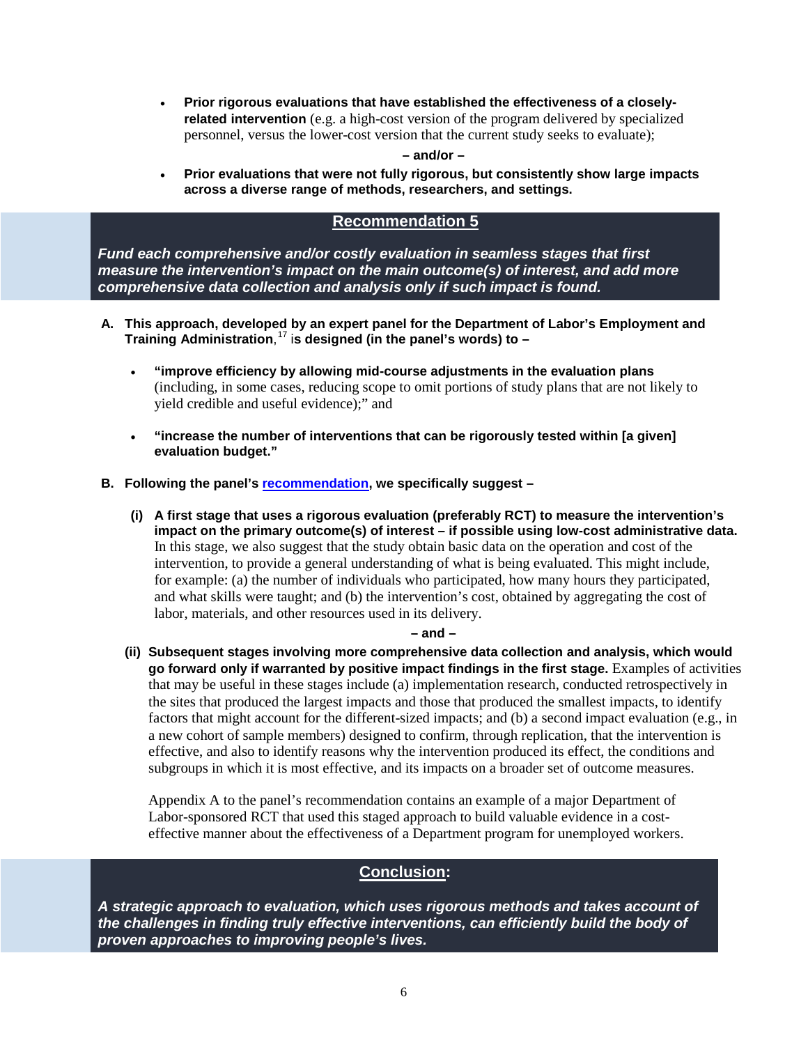- **Prior rigorous evaluations that have established the effectiveness of a closely-related intervention** (e.g. a high-cost version of the program delivered by specialized personnel, versus the lower-cost version that the current study seeks to evaluate);

**– and/or –**

- **Prior evaluations that were not fully rigorous, but consistently show large impacts across a diverse range of methods, researchers, and settings.**

## Recommendation 5

***Fund each comprehensive and/or costly evaluation in seamless stages that first measure the intervention's impact on the main outcome(s) of interest, and add more comprehensive data collection and analysis only if such impact is found.***

**A. This approach, developed by an expert panel for the Department of Labor's Employment and Training Administration**,[17] **is designed (in the panel's words) to –**

- **"improve efficiency by allowing mid-course adjustments in the evaluation plans** (including, in some cases, reducing scope to omit portions of study plans that are not likely to yield credible and useful evidence);" and

- **"increase the number of interventions that can be rigorously tested within [a given] evaluation budget."**

**B. Following the panel's recommendation, we specifically suggest –**

**(i) A first stage that uses a rigorous evaluation (preferably RCT) to measure the intervention's impact on the primary outcome(s) of interest – if possible using low-cost administrative data.** In this stage, we also suggest that the study obtain basic data on the operation and cost of the intervention, to provide a general understanding of what is being evaluated. This might include, for example: (a) the number of individuals who participated, how many hours they participated, and what skills were taught; and (b) the intervention's cost, obtained by aggregating the cost of labor, materials, and other resources used in its delivery.

**– and –**

**(ii) Subsequent stages involving more comprehensive data collection and analysis, which would go forward only if warranted by positive impact findings in the first stage.** Examples of activities that may be useful in these stages include (a) implementation research, conducted retrospectively in the sites that produced the largest impacts and those that produced the smallest impacts, to identify factors that might account for the different-sized impacts; and (b) a second impact evaluation (e.g., in a new cohort of sample members) designed to confirm, through replication, that the intervention is effective, and also to identify reasons why the intervention produced its effect, the conditions and subgroups in which it is most effective, and its impacts on a broader set of outcome measures.

Appendix A to the panel's recommendation contains an example of a major Department of Labor-sponsored RCT that used this staged approach to build valuable evidence in a cost-effective manner about the effectiveness of a Department program for unemployed workers.

## Conclusion:

***A strategic approach to evaluation, which uses rigorous methods and takes account of the challenges in finding truly effective interventions, can efficiently build the body of proven approaches to improving people's lives.***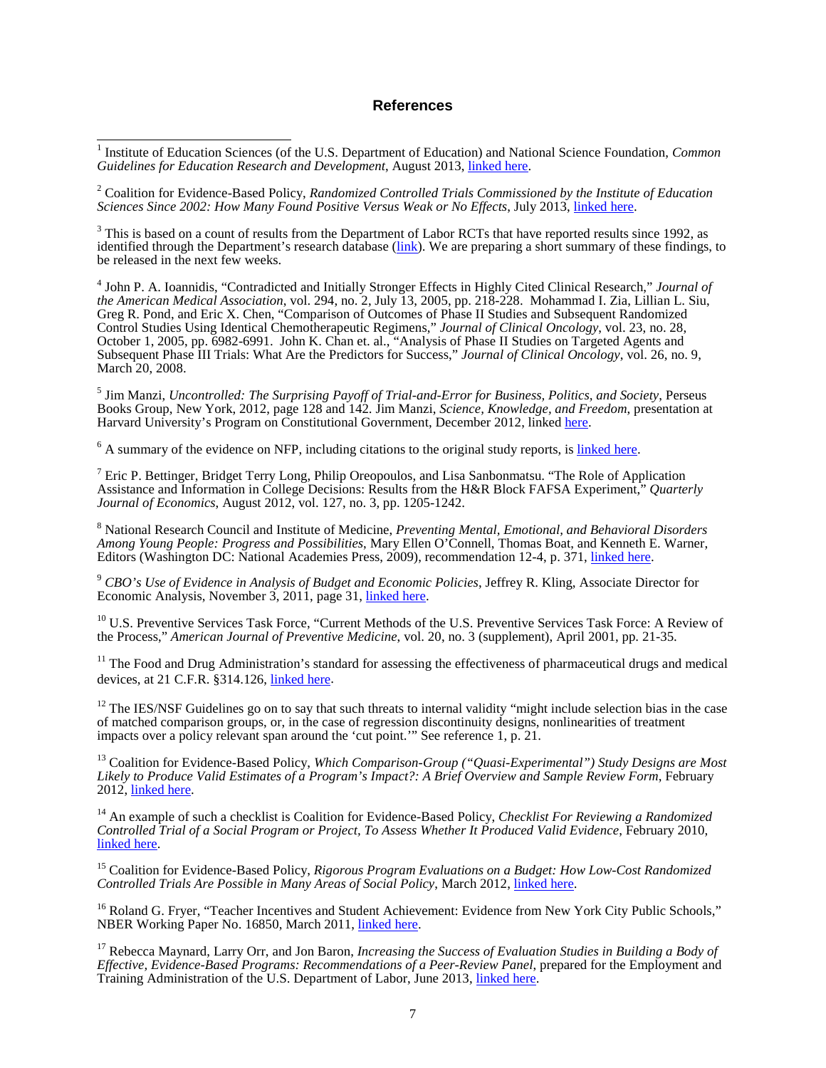## References

[1] Institute of Education Sciences (of the U.S. Department of Education) and National Science Foundation, *Common Guidelines for Education Research and Development*, August 2013, linked here.

[2] Coalition for Evidence-Based Policy, *Randomized Controlled Trials Commissioned by the Institute of Education Sciences Since 2002: How Many Found Positive Versus Weak or No Effects*, July 2013, linked here.

[3] This is based on a count of results from the Department of Labor RCTs that have reported results since 1992, as identified through the Department's research database (link). We are preparing a short summary of these findings, to be released in the next few weeks.

[4] John P. A. Ioannidis, "Contradicted and Initially Stronger Effects in Highly Cited Clinical Research," *Journal of the American Medical Association*, vol. 294, no. 2, July 13, 2005, pp. 218-228. Mohammad I. Zia, Lillian L. Siu, Greg R. Pond, and Eric X. Chen, "Comparison of Outcomes of Phase II Studies and Subsequent Randomized Control Studies Using Identical Chemotherapeutic Regimens," *Journal of Clinical Oncology*, vol. 23, no. 28, October 1, 2005, pp. 6982-6991. John K. Chan et. al., "Analysis of Phase II Studies on Targeted Agents and Subsequent Phase III Trials: What Are the Predictors for Success," *Journal of Clinical Oncology*, vol. 26, no. 9, March 20, 2008.

[5] Jim Manzi, *Uncontrolled: The Surprising Payoff of Trial-and-Error for Business, Politics, and Society*, Perseus Books Group, New York, 2012, page 128 and 142. Jim Manzi, *Science, Knowledge, and Freedom*, presentation at Harvard University's Program on Constitutional Government, December 2012, linked here.

[6] A summary of the evidence on NFP, including citations to the original study reports, is linked here.

[7] Eric P. Bettinger, Bridget Terry Long, Philip Oreopoulos, and Lisa Sanbonmatsu. "The Role of Application Assistance and Information in College Decisions: Results from the H&R Block FAFSA Experiment," *Quarterly Journal of Economics*, August 2012, vol. 127, no. 3, pp. 1205-1242.

[8] National Research Council and Institute of Medicine, *Preventing Mental, Emotional, and Behavioral Disorders Among Young People: Progress and Possibilities*, Mary Ellen O'Connell, Thomas Boat, and Kenneth E. Warner, Editors (Washington DC: National Academies Press, 2009), recommendation 12-4, p. 371, linked here.

[9] *CBO's Use of Evidence in Analysis of Budget and Economic Policies*, Jeffrey R. Kling, Associate Director for Economic Analysis, November 3, 2011, page 31, linked here.

[10] U.S. Preventive Services Task Force, "Current Methods of the U.S. Preventive Services Task Force: A Review of the Process," *American Journal of Preventive Medicine*, vol. 20, no. 3 (supplement), April 2001, pp. 21-35.

[11] The Food and Drug Administration's standard for assessing the effectiveness of pharmaceutical drugs and medical devices, at 21 C.F.R. §314.126, linked here.

[12] The IES/NSF Guidelines go on to say that such threats to internal validity "might include selection bias in the case of matched comparison groups, or, in the case of regression discontinuity designs, nonlinearities of treatment impacts over a policy relevant span around the 'cut point.'" See reference 1, p. 21.

[13] Coalition for Evidence-Based Policy, *Which Comparison-Group ("Quasi-Experimental") Study Designs are Most Likely to Produce Valid Estimates of a Program's Impact?: A Brief Overview and Sample Review Form*, February 2012, linked here.

[14] An example of such a checklist is Coalition for Evidence-Based Policy, *Checklist For Reviewing a Randomized Controlled Trial of a Social Program or Project, To Assess Whether It Produced Valid Evidence*, February 2010, linked here.

[15] Coalition for Evidence-Based Policy, *Rigorous Program Evaluations on a Budget: How Low-Cost Randomized Controlled Trials Are Possible in Many Areas of Social Policy*, March 2012, linked here.

[16] Roland G. Fryer, "Teacher Incentives and Student Achievement: Evidence from New York City Public Schools," NBER Working Paper No. 16850, March 2011, linked here.

[17] Rebecca Maynard, Larry Orr, and Jon Baron, *Increasing the Success of Evaluation Studies in Building a Body of Effective, Evidence-Based Programs: Recommendations of a Peer-Review Panel*, prepared for the Employment and Training Administration of the U.S. Department of Labor, June 2013, linked here.